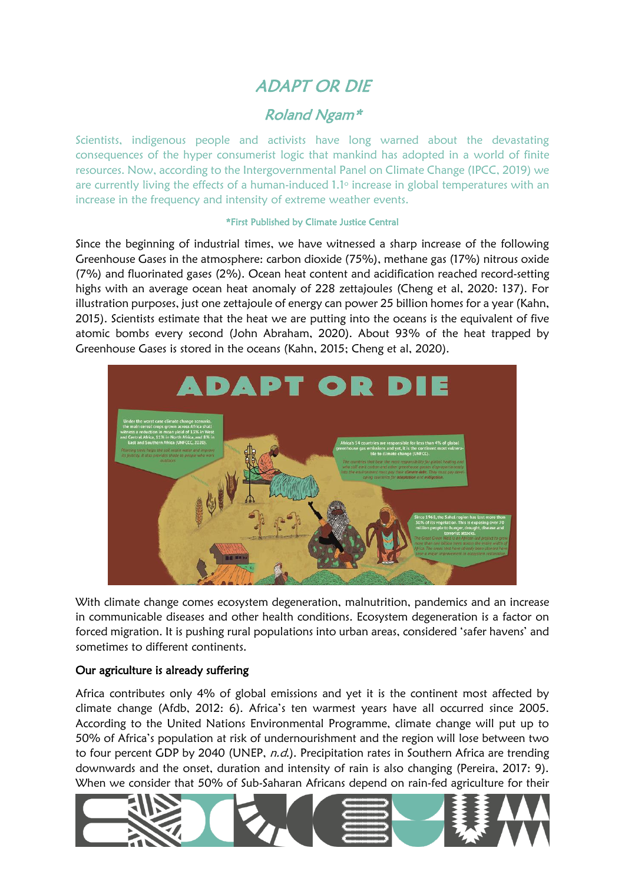# ADAPT OR DIE

## Roland Ngam*

Scientists, indigenous people and activists have long warned about the devastating consequences of the hyper consumerist logic that mankind has adopted in a world of finite resources. Now, according to the Intergovernmental Panel on Climate Change (IPCC, 2019) we are currently living the effects of a human-induced 1.1° increase in global temperatures with an increase in the frequency and intensity of extreme weather events.

**\*First Published by Climate Justice Central**

Since the beginning of industrial times, we have witnessed a sharp increase of the following Greenhouse Gases in the atmosphere: carbon dioxide (75%), methane gas (17%) nitrous oxide (7%) and fluorinated gases (2%). Ocean heat content and acidification reached record-setting highs with an average ocean heat anomaly of 228 zettajoules (Cheng et al, 2020: 137). For illustration purposes, just one zettajoule of energy can power 25 billion homes for a year (Kahn, 2015). Scientists estimate that the heat we are putting into the oceans is the equivalent of five atomic bombs every second (John Abraham, 2020). About 93% of the heat trapped by Greenhouse Gases is stored in the oceans (Kahn, 2015; Cheng et al, 2020).

With climate change comes ecosystem degeneration, malnutrition, pandemics and an increase in communicable diseases and other health conditions. Ecosystem degeneration is a factor on forced migration. It is pushing rural populations into urban areas, considered 'safer havens' and sometimes to different continents.

### Our agriculture is already suffering

Africa contributes only 4% of global emissions and yet it is the continent most affected by climate change (Afdb, 2012: 6). Africa's ten warmest years have all occurred since 2005. According to the United Nations Environmental Programme, climate change will put up to 50% of Africa's population at risk of undernourishment and the region will lose between two to four percent GDP by 2040 (UNEP, *n.d.*). Precipitation rates in Southern Africa are trending downwards and the onset, duration and intensity of rain is also changing (Pereira, 2017: 9). When we consider that 50% of Sub-Saharan Africans depend on rain-fed agriculture for their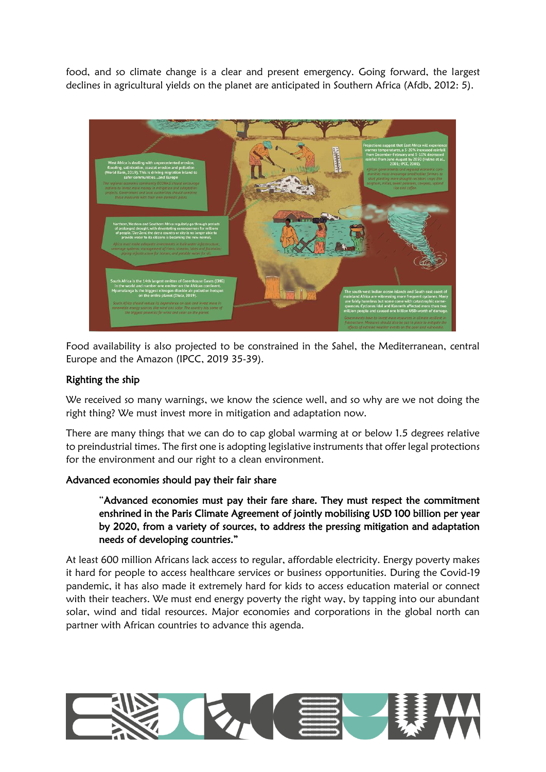food, and so climate change is a clear and present emergency. Going forward, the largest declines in agricultural yields on the planet are anticipated in Southern Africa (Afdb, 2012: 5).

Food availability is also projected to be constrained in the Sahel, the Mediterranean, central Europe and the Amazon (IPCC, 2019 35-39).

## Righting the ship

We received so many warnings, we know the science well, and so why are we not doing the right thing? We must invest more in mitigation and adaptation now.

There are many things that we can do to cap global warming at or below 1.5 degrees relative to preindustrial times. The first one is adopting legislative instruments that offer legal protections for the environment and our right to a clean environment.

## Advanced economies should pay their fair share

> "Advanced economies must pay their fare share. They must respect the commitment enshrined in the Paris Climate Agreement of jointly mobilising USD 100 billion per year by 2020, from a variety of sources, to address the pressing mitigation and adaptation needs of developing countries."

At least 600 million Africans lack access to regular, affordable electricity. Energy poverty makes it hard for people to access healthcare services or business opportunities. During the Covid-19 pandemic, it has also made it extremely hard for kids to access education material or connect with their teachers. We must end energy poverty the right way, by tapping into our abundant solar, wind and tidal resources. Major economies and corporations in the global north can partner with African countries to advance this agenda.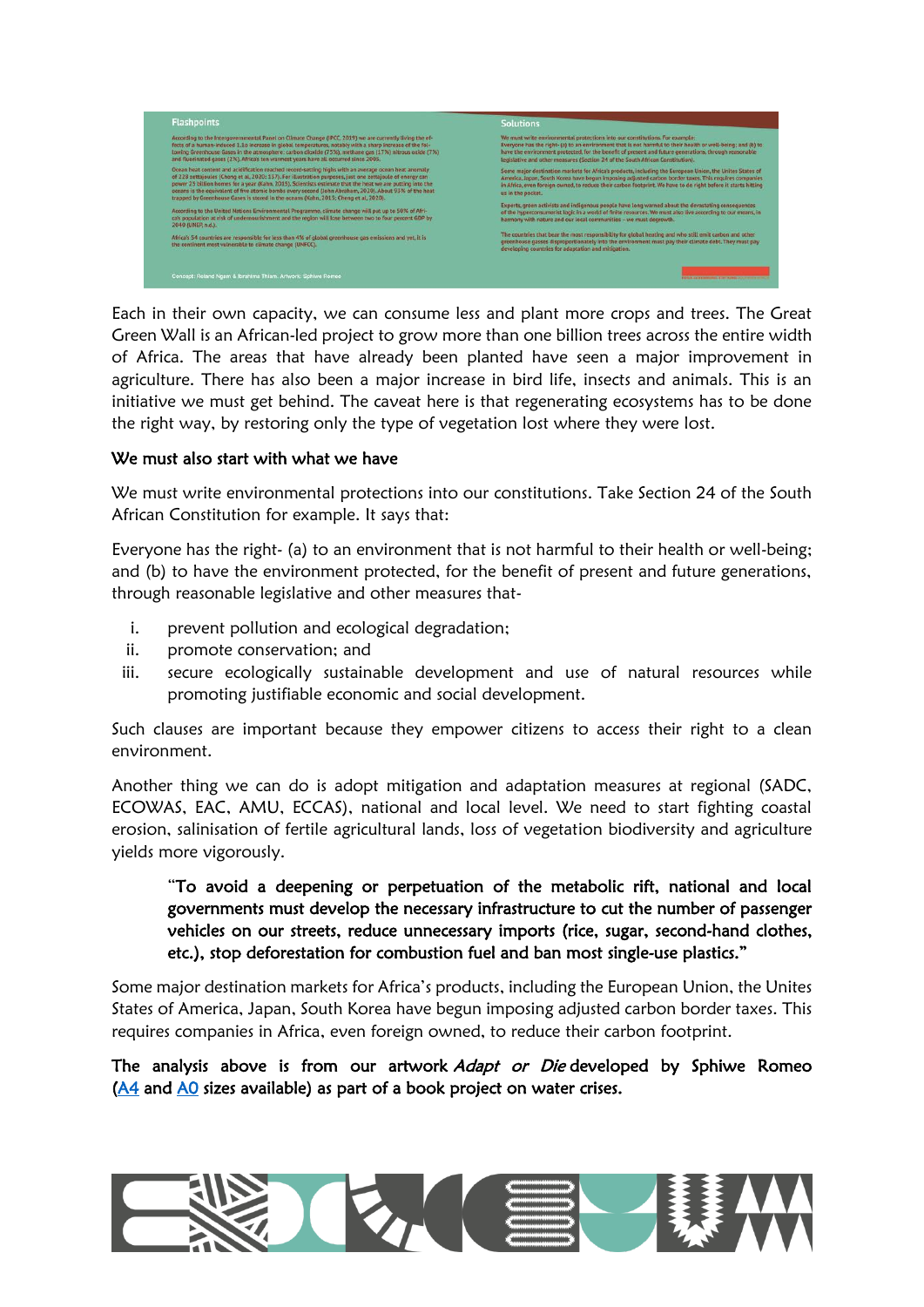Each in their own capacity, we can consume less and plant more crops and trees. The Great Green Wall is an African-led project to grow more than one billion trees across the entire width of Africa. The areas that have already been planted have seen a major improvement in agriculture. There has also been a major increase in bird life, insects and animals. This is an initiative we must get behind. The caveat here is that regenerating ecosystems has to be done the right way, by restoring only the type of vegetation lost where they were lost.

## We must also start with what we have

We must write environmental protections into our constitutions. Take Section 24 of the South African Constitution for example. It says that:

Everyone has the right- (a) to an environment that is not harmful to their health or well-being; and (b) to have the environment protected, for the benefit of present and future generations, through reasonable legislative and other measures that-

i. prevent pollution and ecological degradation;
ii. promote conservation; and
iii. secure ecologically sustainable development and use of natural resources while promoting justifiable economic and social development.

Such clauses are important because they empower citizens to access their right to a clean environment.

Another thing we can do is adopt mitigation and adaptation measures at regional (SADC, ECOWAS, EAC, AMU, ECCAS), national and local level. We need to start fighting coastal erosion, salinisation of fertile agricultural lands, loss of vegetation biodiversity and agriculture yields more vigorously.

> **"To avoid a deepening or perpetuation of the metabolic rift, national and local governments must develop the necessary infrastructure to cut the number of passenger vehicles on our streets, reduce unnecessary imports (rice, sugar, second-hand clothes, etc.), stop deforestation for combustion fuel and ban most single-use plastics."**

Some major destination markets for Africa's products, including the European Union, the Unites States of America, Japan, South Korea have begun imposing adjusted carbon border taxes. This requires companies in Africa, even foreign owned, to reduce their carbon footprint.

**The analysis above is from our artwork *Adapt or Die* developed by Sphiwe Romeo ([A4] and [A0] sizes available) as part of a book project on water crises.**